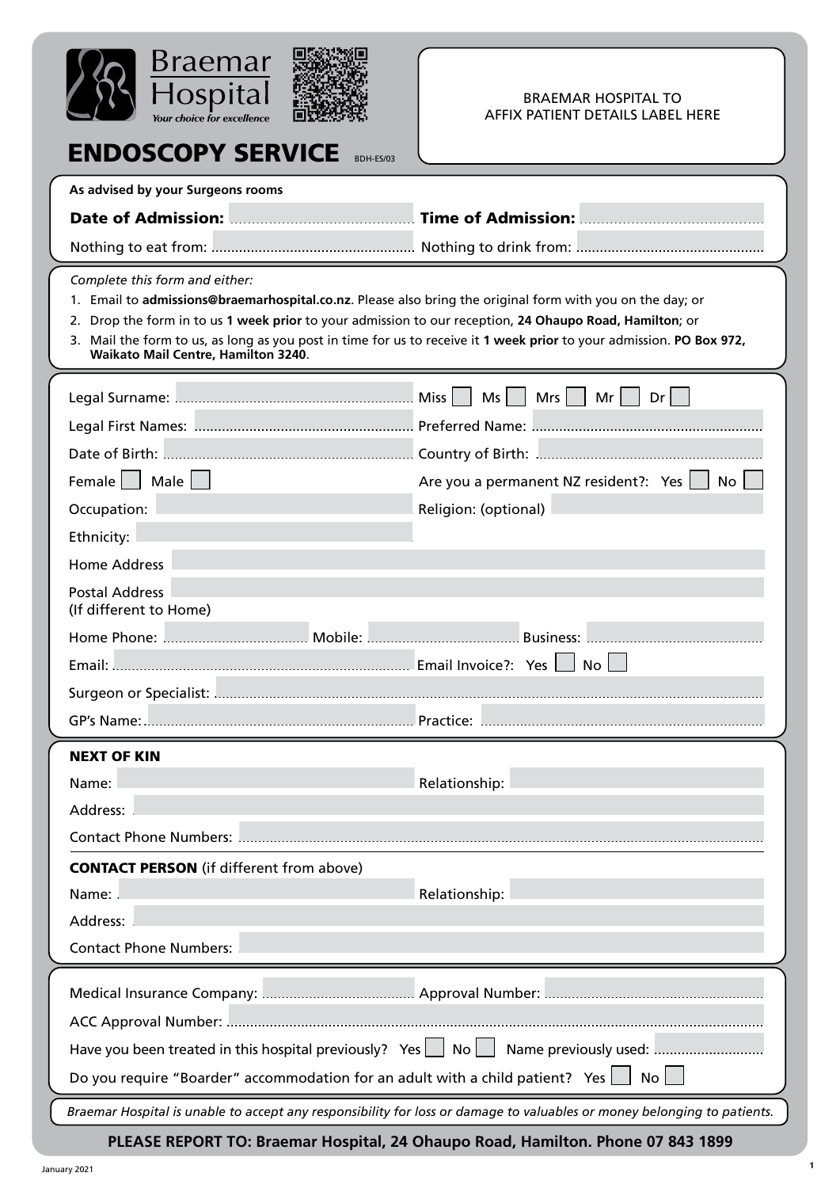Braemar Hospital

*Your choice for excellence*

BRAEMAR HOSPITAL TO AFFIX PATIENT DETAILS LABEL HERE

# ENDOSCOPY SERVICE

BDH-ES/03

**As advised by your Surgeons rooms**

**Date of Admission:** ............................ **Time of Admission:** ............................

Nothing to eat from: ............................ Nothing to drink from: ............................

*Complete this form and either:*

1. Email to **admissions@braemarhospital.co.nz**. Please also bring the original form with you on the day; or
2. Drop the form in to us **1 week prior** to your admission to our reception, **24 Ohaupo Road, Hamilton**; or
3. Mail the form to us, as long as you post in time for us to receive it **1 week prior** to your admission. **PO Box 972, Waikato Mail Centre, Hamilton 3240**.

Legal Surname: ............................ Miss ☐ Ms ☐ Mrs ☐ Mr ☐ Dr ☐

Legal First Names: ............................ Preferred Name: ............................

Date of Birth: ............................ Country of Birth: ............................

Female ☐ Male ☐ Are you a permanent NZ resident?: Yes ☐ No ☐

Occupation: ............................ Religion: (optional) ............................

Ethnicity: ............................

Home Address ............................

Postal Address (If different to Home) ............................

Home Phone: ............................ Mobile: ............................ Business: ............................

Email: ............................ Email Invoice?: Yes ☐ No ☐

Surgeon or Specialist: ............................

GP's Name: ............................ Practice: ............................

## NEXT OF KIN

Name: ............................ Relationship: ............................

Address: ............................

Contact Phone Numbers: ............................

## CONTACT PERSON (if different from above)

Name: ............................ Relationship: ............................

Address: ............................

Contact Phone Numbers: ............................

Medical Insurance Company: ............................ Approval Number: ............................

ACC Approval Number: ............................

Have you been treated in this hospital previously? Yes ☐ No ☐ Name previously used: ............................

Do you require "Boarder" accommodation for an adult with a child patient? Yes ☐ No ☐

*Braemar Hospital is unable to accept any responsibility for loss or damage to valuables or money belonging to patients.*

**PLEASE REPORT TO: Braemar Hospital, 24 Ohaupo Road, Hamilton. Phone 07 843 1899**

January 2021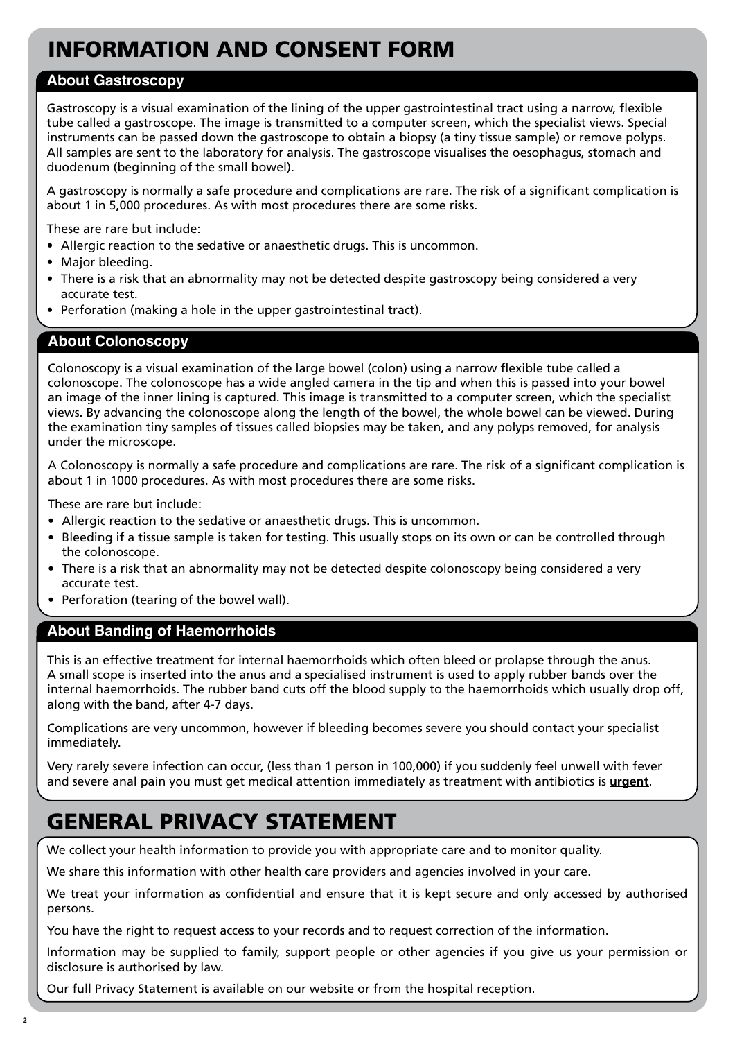# INFORMATION AND CONSENT FORM

## About Gastroscopy

Gastroscopy is a visual examination of the lining of the upper gastrointestinal tract using a narrow, flexible tube called a gastroscope. The image is transmitted to a computer screen, which the specialist views. Special instruments can be passed down the gastroscope to obtain a biopsy (a tiny tissue sample) or remove polyps. All samples are sent to the laboratory for analysis. The gastroscope visualises the oesophagus, stomach and duodenum (beginning of the small bowel).

A gastroscopy is normally a safe procedure and complications are rare. The risk of a significant complication is about 1 in 5,000 procedures. As with most procedures there are some risks.

These are rare but include:

- Allergic reaction to the sedative or anaesthetic drugs. This is uncommon.
- Major bleeding.
- There is a risk that an abnormality may not be detected despite gastroscopy being considered a very accurate test.
- Perforation (making a hole in the upper gastrointestinal tract).

## About Colonoscopy

Colonoscopy is a visual examination of the large bowel (colon) using a narrow flexible tube called a colonoscope. The colonoscope has a wide angled camera in the tip and when this is passed into your bowel an image of the inner lining is captured. This image is transmitted to a computer screen, which the specialist views. By advancing the colonoscope along the length of the bowel, the whole bowel can be viewed. During the examination tiny samples of tissues called biopsies may be taken, and any polyps removed, for analysis under the microscope.

A Colonoscopy is normally a safe procedure and complications are rare. The risk of a significant complication is about 1 in 1000 procedures. As with most procedures there are some risks.

These are rare but include:

- Allergic reaction to the sedative or anaesthetic drugs. This is uncommon.
- Bleeding if a tissue sample is taken for testing. This usually stops on its own or can be controlled through the colonoscope.
- There is a risk that an abnormality may not be detected despite colonoscopy being considered a very accurate test.
- Perforation (tearing of the bowel wall).

## About Banding of Haemorrhoids

This is an effective treatment for internal haemorrhoids which often bleed or prolapse through the anus. A small scope is inserted into the anus and a specialised instrument is used to apply rubber bands over the internal haemorrhoids. The rubber band cuts off the blood supply to the haemorrhoids which usually drop off, along with the band, after 4-7 days.

Complications are very uncommon, however if bleeding becomes severe you should contact your specialist immediately.

Very rarely severe infection can occur, (less than 1 person in 100,000) if you suddenly feel unwell with fever and severe anal pain you must get medical attention immediately as treatment with antibiotics is **urgent**.

# GENERAL PRIVACY STATEMENT

We collect your health information to provide you with appropriate care and to monitor quality.

We share this information with other health care providers and agencies involved in your care.

We treat your information as confidential and ensure that it is kept secure and only accessed by authorised persons.

You have the right to request access to your records and to request correction of the information.

Information may be supplied to family, support people or other agencies if you give us your permission or disclosure is authorised by law.

Our full Privacy Statement is available on our website or from the hospital reception.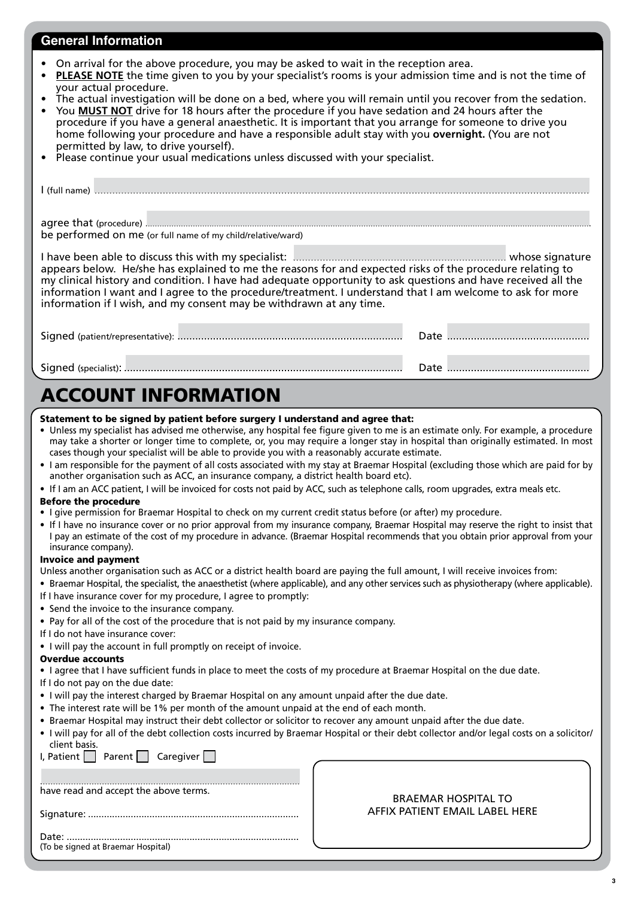## General Information

- On arrival for the above procedure, you may be asked to wait in the reception area.
- **PLEASE NOTE** the time given to you by your specialist's rooms is your admission time and is not the time of your actual procedure.
- The actual investigation will be done on a bed, where you will remain until you recover from the sedation.
- You **MUST NOT** drive for 18 hours after the procedure if you have sedation and 24 hours after the procedure if you have a general anaesthetic. It is important that you arrange for someone to drive you home following your procedure and have a responsible adult stay with you **overnight.** (You are not permitted by law, to drive yourself).
- Please continue your usual medications unless discussed with your specialist.

I (full name) ..............................................................................................................................................

agree that (procedure) ..................................................................................................................................
be performed on me (or full name of my child/relative/ward)

I have been able to discuss this with my specialist: ........................................................ whose signature appears below. He/she has explained to me the reasons for and expected risks of the procedure relating to my clinical history and condition. I have had adequate opportunity to ask questions and have received all the information I want and I agree to the procedure/treatment. I understand that I am welcome to ask for more information if I wish, and my consent may be withdrawn at any time.

Signed (patient/representative): ........................................................................... Date ..............................................

Signed (specialist): ........................................................................................... Date ..............................................

# ACCOUNT INFORMATION

**Statement to be signed by patient before surgery I understand and agree that:**

- Unless my specialist has advised me otherwise, any hospital fee figure given to me is an estimate only. For example, a procedure may take a shorter or longer time to complete, or, you may require a longer stay in hospital than originally estimated. In most cases though your specialist will be able to provide you with a reasonably accurate estimate.
- I am responsible for the payment of all costs associated with my stay at Braemar Hospital (excluding those which are paid for by another organisation such as ACC, an insurance company, a district health board etc).
- If I am an ACC patient, I will be invoiced for costs not paid by ACC, such as telephone calls, room upgrades, extra meals etc.

**Before the procedure**

- I give permission for Braemar Hospital to check on my current credit status before (or after) my procedure.
- If I have no insurance cover or no prior approval from my insurance company, Braemar Hospital may reserve the right to insist that I pay an estimate of the cost of my procedure in advance. (Braemar Hospital recommends that you obtain prior approval from your insurance company).

**Invoice and payment**

Unless another organisation such as ACC or a district health board are paying the full amount, I will receive invoices from:

- Braemar Hospital, the specialist, the anaesthetist (where applicable), and any other services such as physiotherapy (where applicable).

If I have insurance cover for my procedure, I agree to promptly:

- Send the invoice to the insurance company.
- Pay for all of the cost of the procedure that is not paid by my insurance company.

If I do not have insurance cover:

- I will pay the account in full promptly on receipt of invoice.

**Overdue accounts**

- I agree that I have sufficient funds in place to meet the costs of my procedure at Braemar Hospital on the due date.

If I do not pay on the due date:

- I will pay the interest charged by Braemar Hospital on any amount unpaid after the due date.
- The interest rate will be 1% per month of the amount unpaid at the end of each month.
- Braemar Hospital may instruct their debt collector or solicitor to recover any amount unpaid after the due date.
- I will pay for all of the debt collection costs incurred by Braemar Hospital or their debt collector and/or legal costs on a solicitor/client basis.

I, Patient ☐ Parent ☐ Caregiver ☐

.........................................................................................
have read and accept the above terms.

Signature: .............................................................................

Date: .....................................................................................
(To be signed at Braemar Hospital)

BRAEMAR HOSPITAL TO AFFIX PATIENT EMAIL LABEL HERE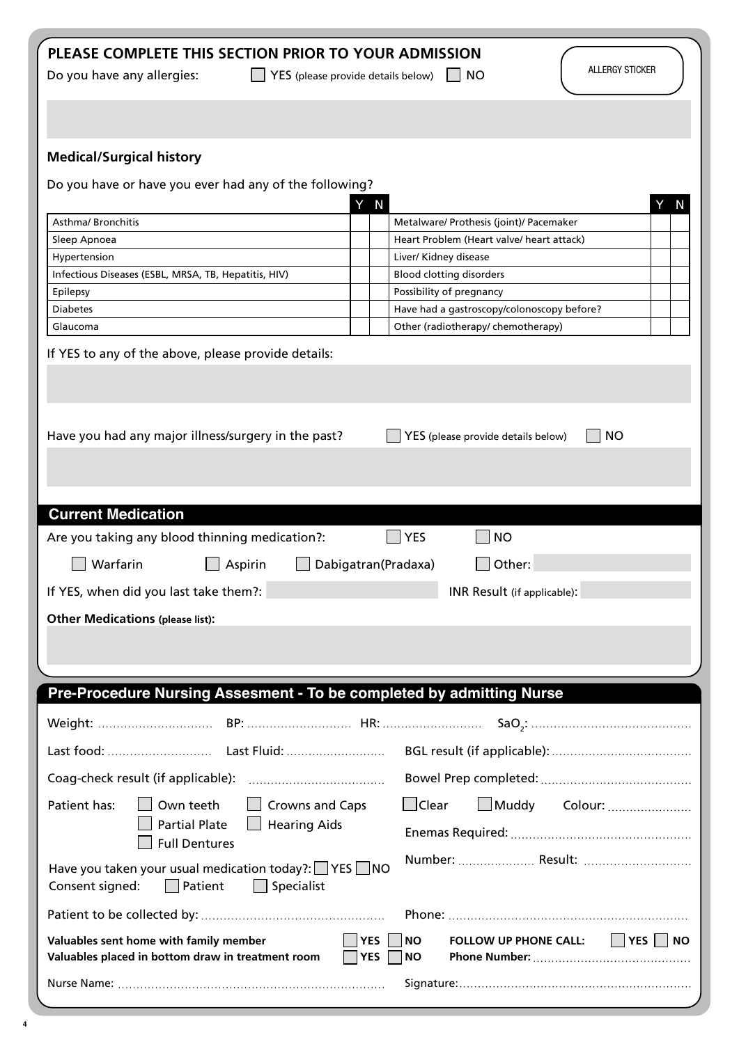## PLEASE COMPLETE THIS SECTION PRIOR TO YOUR ADMISSION

Do you have any allergies: ☐ YES (please provide details below) ☐ NO

ALLERGY STICKER

### Medical/Surgical history

Do you have or have you ever had any of the following?

| | Y | N | | Y | N |
|---|---|---|---|---|---|
| Asthma/ Bronchitis | | | Metalware/ Prothesis (joint)/ Pacemaker | | |
| Sleep Apnoea | | | Heart Problem (Heart valve/ heart attack) | | |
| Hypertension | | | Liver/ Kidney disease | | |
| Infectious Diseases (ESBL, MRSA, TB, Hepatitis, HIV) | | | Blood clotting disorders | | |
| Epilepsy | | | Possibility of pregnancy | | |
| Diabetes | | | Have had a gastroscopy/colonoscopy before? | | |
| Glaucoma | | | Other (radiotherapy/ chemotherapy) | | |

If YES to any of the above, please provide details:

Have you had any major illness/surgery in the past? ☐ YES (please provide details below) ☐ NO

## Current Medication

Are you taking any blood thinning medication?: ☐ YES ☐ NO

☐ Warfarin ☐ Aspirin ☐ Dabigatran(Pradaxa) ☐ Other:

If YES, when did you last take them?: INR Result (if applicable):

**Other Medications (please list):**

## Pre-Procedure Nursing Assesment - To be completed by admitting Nurse

Weight: .................... BP: .................... HR: .................... $SaO_2$: ....................

Last food: .................... Last Fluid: .................... BGL result (if applicable): ....................

Coag-check result (if applicable): .................... Bowel Prep completed: ....................

Patient has: ☐ Own teeth ☐ Crowns and Caps ☐ Partial Plate ☐ Hearing Aids ☐ Full Dentures

☐ Clear ☐ Muddy Colour: ....................

Enemas Required: ....................

Number: .................... Result: ....................

Have you taken your usual medication today?: ☐ YES ☐ NO

Consent signed: ☐ Patient ☐ Specialist

Patient to be collected by: .................... Phone: ....................

**Valuables sent home with family member** ☐ **YES** ☐ **NO**

**Valuables placed in bottom draw in treatment room** ☐ **YES** ☐ **NO**

**FOLLOW UP PHONE CALL:** ☐ **YES** ☐ **NO**

**Phone Number:** ....................

Nurse Name: .................... Signature: ....................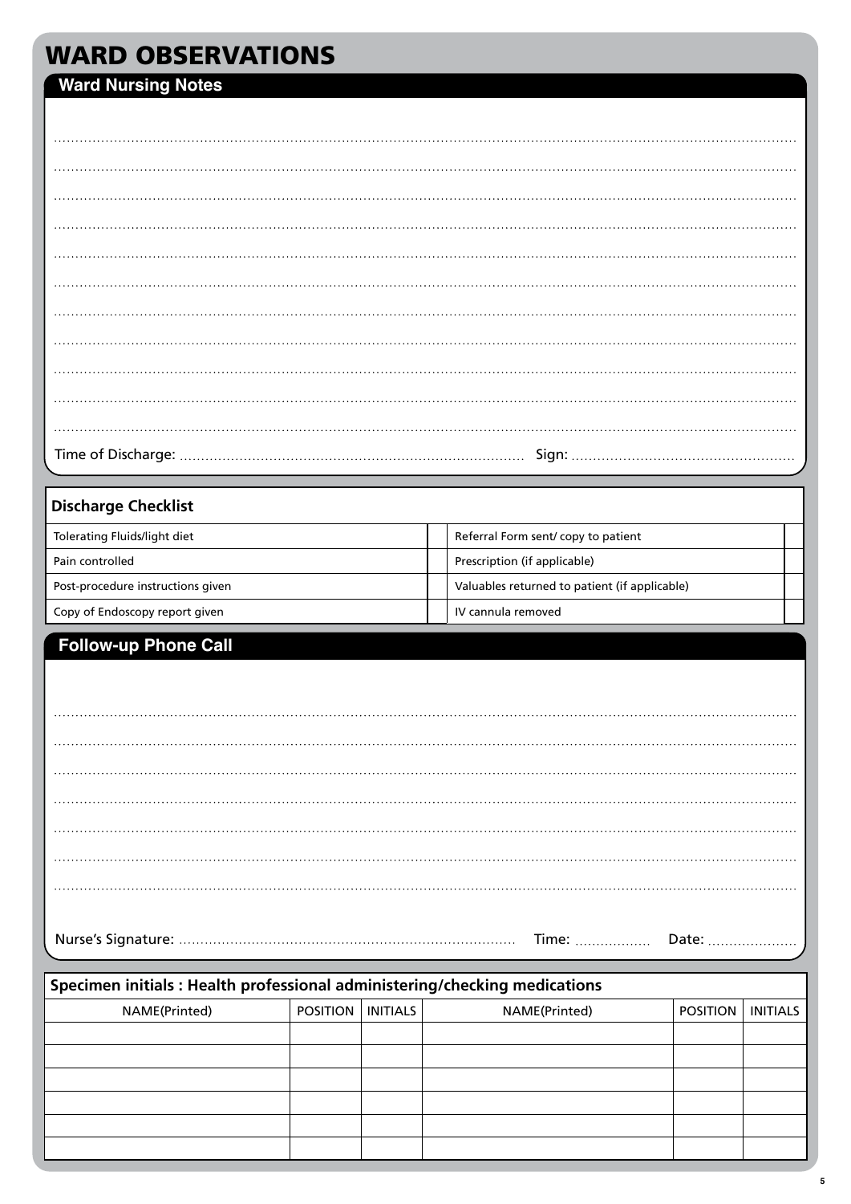# WARD OBSERVATIONS

## Ward Nursing Notes

..............................................................................................................................................................

..............................................................................................................................................................

..............................................................................................................................................................

..............................................................................................................................................................

..............................................................................................................................................................

..............................................................................................................................................................

..............................................................................................................................................................

..............................................................................................................................................................

..............................................................................................................................................................

..............................................................................................................................................................

..............................................................................................................................................................

Time of Discharge: ................................................................................ Sign: ....................................................

## Discharge Checklist

| Discharge Checklist | | | |
|---|---|---|---|
| Tolerating Fluids/light diet | | Referral Form sent/ copy to patient | |
| Pain controlled | | Prescription (if applicable) | |
| Post-procedure instructions given | | Valuables returned to patient (if applicable) | |
| Copy of Endoscopy report given | | IV cannula removed | |

## Follow-up Phone Call

..............................................................................................................................................................

..............................................................................................................................................................

..............................................................................................................................................................

..............................................................................................................................................................

..............................................................................................................................................................

..............................................................................................................................................................

..............................................................................................................................................................

Nurse's Signature: ............................................................................ Time: .................. Date: .....................

## Specimen initials : Health professional administering/checking medications

| NAME(Printed) | POSITION | INITIALS | NAME(Printed) | POSITION | INITIALS |
|---|---|---|---|---|---|
| | | | | | |
| | | | | | |
| | | | | | |
| | | | | | |
| | | | | | |
| | | | | | |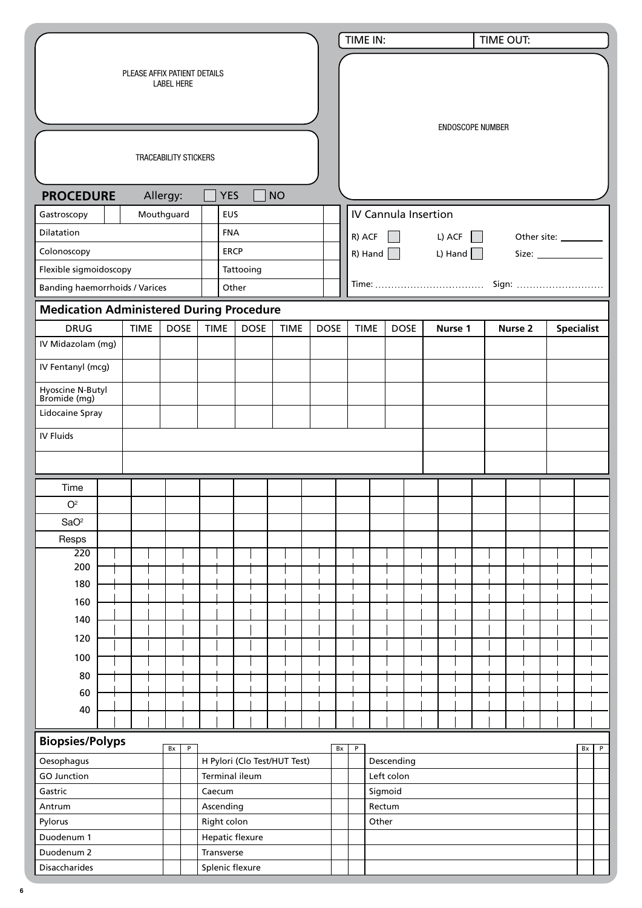PLEASE AFFIX PATIENT DETAILS LABEL HERE

TRACEABILITY STICKERS

| TIME IN: | TIME OUT: |
|---|---|

ENDOSCOPE NUMBER

**PROCEDURE** Allergy: ☐ YES ☐ NO

| Gastroscopy | | Mouthguard | | EUS | |
|---|---|---|---|---|---|
| Dilatation | | | | FNA | |
| Colonoscopy | | | | ERCP | |
| Flexible sigmoidoscopy | | | | Tattooing | |
| Banding haemorrhoids / Varices | | | | Other | |

**IV Cannula Insertion**

R) ACF ☐ L) ACF ☐ Other site: ________

R) Hand ☐ L) Hand ☐ Size: ____________

Time: .................................. Sign: ...........................

## Medication Administered During Procedure

| DRUG | TIME | DOSE | TIME | DOSE | TIME | DOSE | TIME | DOSE | Nurse 1 | Nurse 2 | Specialist |
|---|---|---|---|---|---|---|---|---|---|---|---|
| IV Midazolam (mg) | | | | | | | | | | | |
| IV Fentanyl (mcg) | | | | | | | | | | | |
| Hyoscine N-Butyl Bromide (mg) | | | | | | | | | | | |
| Lidocaine Spray | | | | | | | | | | | |
| IV Fluids | | | | | | | | | | | |
| | | | | | | | | | | | |

| Time | | | | | | | | | | | | | | | |
|---|---|---|---|---|---|---|---|---|---|---|---|---|---|---|---|
| $O^2$ | | | | | | | | | | | | | | | |
| $SaO^2$ | | | | | | | | | | | | | | | |
| Resps | | | | | | | | | | | | | | | |
| 220 | | | | | | | | | | | | | | | |
| 200 | | | | | | | | | | | | | | | |
| 180 | | | | | | | | | | | | | | | |
| 160 | | | | | | | | | | | | | | | |
| 140 | | | | | | | | | | | | | | | |
| 120 | | | | | | | | | | | | | | | |
| 100 | | | | | | | | | | | | | | | |
| 80 | | | | | | | | | | | | | | | |
| 60 | | | | | | | | | | | | | | | |
| 40 | | | | | | | | | | | | | | | |

## Biopsies/Polyps

| | Bx | P | | Bx | P | | Bx | P |
|---|---|---|---|---|---|---|---|---|
| Oesophagus | | | H Pylori (Clo Test/HUT Test) | | | Descending | | |
| GO Junction | | | Terminal ileum | | | Left colon | | |
| Gastric | | | Caecum | | | Sigmoid | | |
| Antrum | | | Ascending | | | Rectum | | |
| Pylorus | | | Right colon | | | Other | | |
| Duodenum 1 | | | Hepatic flexure | | | | | |
| Duodenum 2 | | | Transverse | | | | | |
| Disaccharides | | | Splenic flexure | | | | | |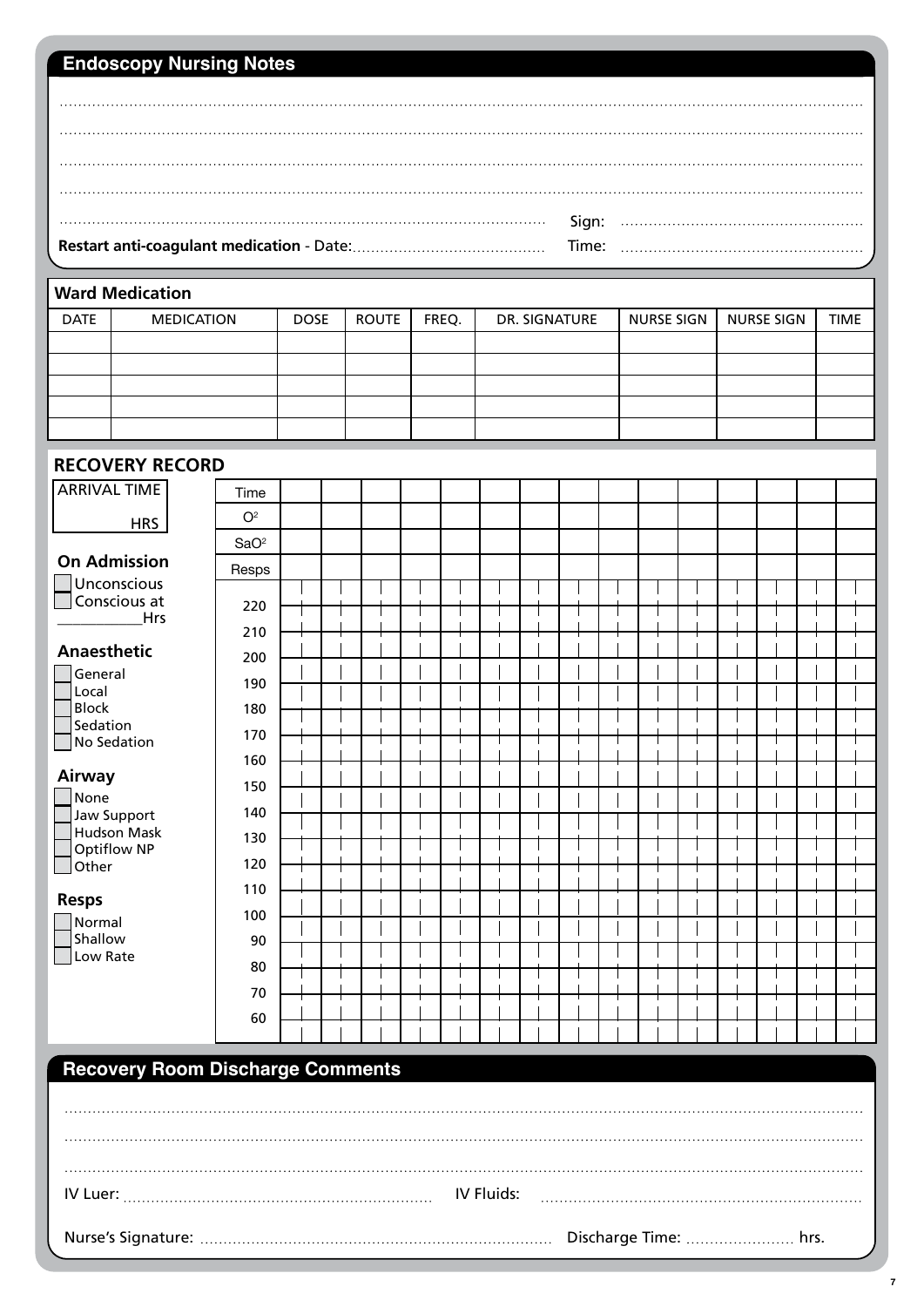## Endoscopy Nursing Notes

..............................................................................................................................................................

..............................................................................................................................................................

..............................................................................................................................................................

..............................................................................................................................................................

.................................................................................................... Sign: ...................................................

**Restart anti-coagulant medication** - Date:.......................................... Time: ...................................................

## Ward Medication

| DATE | MEDICATION | DOSE | ROUTE | FREQ. | DR. SIGNATURE | NURSE SIGN | NURSE SIGN | TIME |
|---|---|---|---|---|---|---|---|---|
| | | | | | | | | |
| | | | | | | | | |
| | | | | | | | | |
| | | | | | | | | |
| | | | | | | | | |

## RECOVERY RECORD

ARRIVAL TIME

HRS

**On Admission**

- ☐ Unconscious
- ☐ Conscious at ___________Hrs

**Anaesthetic**

- ☐ General
- ☐ Local
- ☐ Block
- ☐ Sedation
- ☐ No Sedation

**Airway**

- ☐ None
- ☐ Jaw Support
- ☐ Hudson Mask
- ☐ Optiflow NP
- ☐ Other

**Resps**

- ☐ Normal
- ☐ Shallow
- ☐ Low Rate

| | | | | | | | | | | | | | | | |
|---|---|---|---|---|---|---|---|---|---|---|---|---|---|---|---|
| Time | | | | | | | | | | | | | | | |
| $O_2$ | | | | | | | | | | | | | | | |
| $SaO_2$ | | | | | | | | | | | | | | | |
| Resps | | | | | | | | | | | | | | | |

220
210
200
190
180
170
160
150
140
130
120
110
100
90
80
70
60

## Recovery Room Discharge Comments

..............................................................................................................................................................

..............................................................................................................................................................

..............................................................................................................................................................

IV Luer: .................................................................. IV Fluids: ..................................................................

Nurse's Signature: .......................................................................... Discharge Time: ....................... hrs.